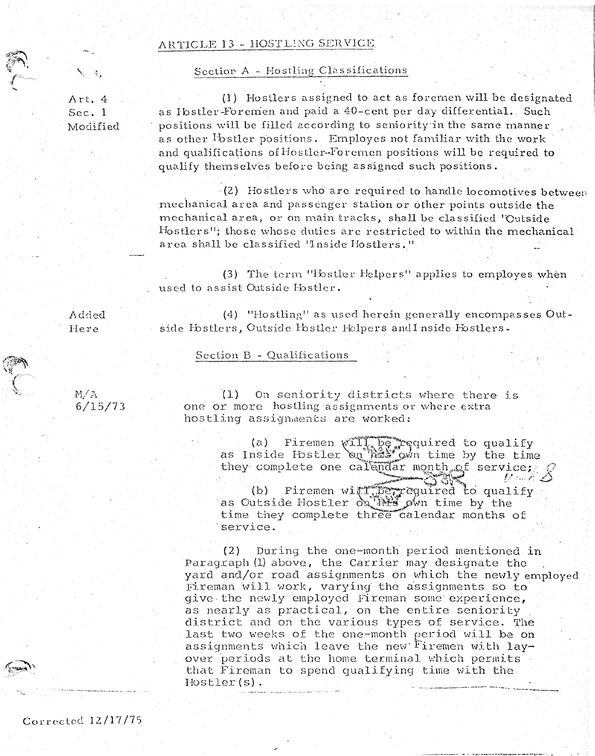## ARTICLE 13 - HOSTLING SERVICE

### Section A - Hostling Classifications

Art. 4
Sec. 1
Modified

(1) Hostlers assigned to act as foremen will be designated as Hostler-Foremen and paid a 40-cent per day differential. Such positions will be filled according to seniority in the same manner as other Hostler positions. Employes not familiar with the work and qualifications of Hostler-Foremen positions will be required to qualify themselves before being assigned such positions.

(2) Hostlers who are required to handle locomotives between mechanical area and passenger station or other points outside the mechanical area, or on main tracks, shall be classified "Outside Hostlers"; those whose duties are restricted to within the mechanical area shall be classified "Inside Hostlers."

(3) The term "Hostler Helpers" applies to employes when used to assist Outside Hostler.

Added
Here

(4) "Hostling" as used herein generally encompasses Outside Hostlers, Outside Hostler Helpers and Inside Hostlers.

### Section B - Qualifications

M/A
6/15/73

(1) On seniority districts where there is one or more hostling assignments or where extra hostling assignments are worked:

(a) Firemen will be required to qualify as Inside Hostler on his own time by the time they complete one calendar month of service;

(b) Firemen will be required to qualify as Outside Hostler on his own time by the time they complete three calendar months of service.

(2) During the one-month period mentioned in Paragraph (1) above, the Carrier may designate the yard and/or road assignments on which the newly employed Fireman will work, varying the assignments so to give the newly employed Fireman some experience, as nearly as practical, on the entire seniority district and on the various types of service. The last two weeks of the one-month period will be on assignments which leave the new Firemen with lay-over periods at the home terminal which permits that Fireman to spend qualifying time with the Hostler(s).

Corrected 12/17/75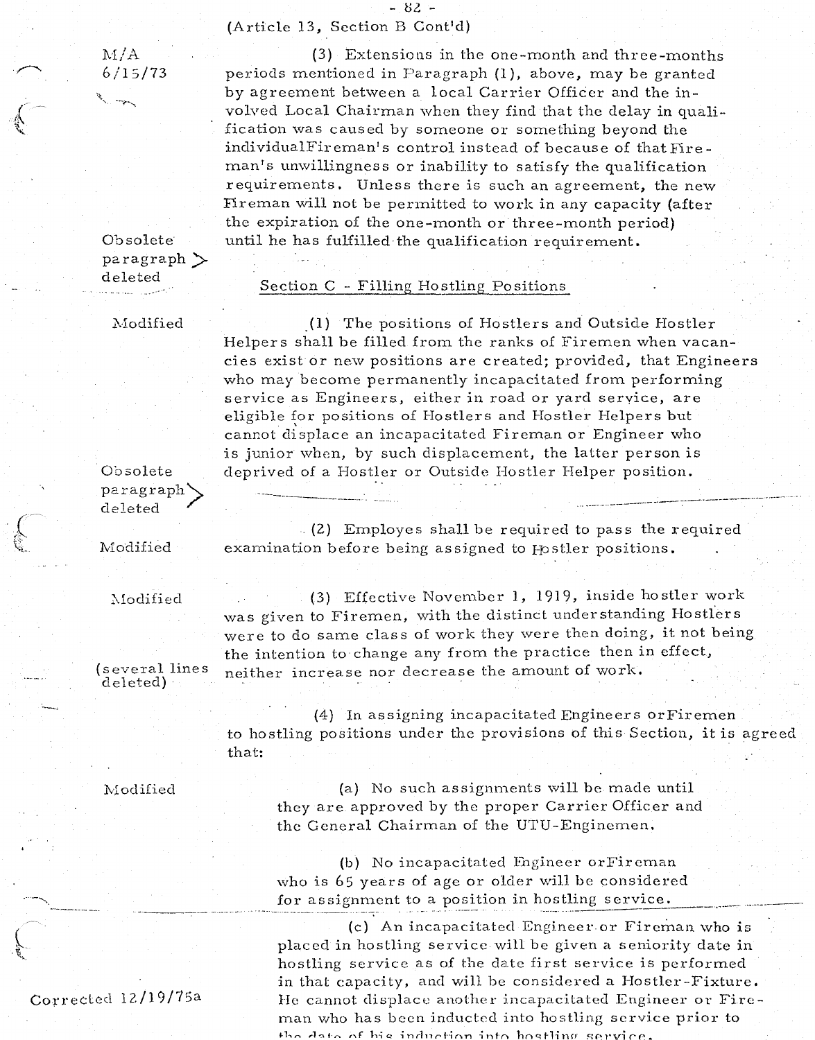(Article 13, Section B Cont'd)

M/A 6/15/73

(3) Extensions in the one-month and three-months periods mentioned in Paragraph (1), above, may be granted by agreement between a local Carrier Officer and the involved Local Chairman when they find that the delay in qualification was caused by someone or something beyond the individual Fireman's control instead of because of that Fireman's unwillingness or inability to satisfy the qualification requirements. Unless there is such an agreement, the new Fireman will not be permitted to work in any capacity (after the expiration of the one-month or three-month period) until he has fulfilled the qualification requirement.

Obsolete paragraph deleted

## Section C - Filling Hostling Positions

Modified

(1) The positions of Hostlers and Outside Hostler Helpers shall be filled from the ranks of Firemen when vacancies exist or new positions are created; provided, that Engineers who may become permanently incapacitated from performing service as Engineers, either in road or yard service, are eligible for positions of Hostlers and Hostler Helpers but cannot displace an incapacitated Fireman or Engineer who is junior when, by such displacement, the latter person is deprived of a Hostler or Outside Hostler Helper position.

Obsolete paragraph deleted

Modified

(2) Employes shall be required to pass the required examination before being assigned to Hostler positions.

Modified

(3) Effective November 1, 1919, inside hostler work was given to Firemen, with the distinct understanding Hostlers were to do same class of work they were then doing, it not being the intention to change any from the practice then in effect, neither increase nor decrease the amount of work.

(several lines deleted)

(4) In assigning incapacitated Engineers or Firemen to hostling positions under the provisions of this Section, it is agreed that:

Modified

(a) No such assignments will be made until they are approved by the proper Carrier Officer and the General Chairman of the UTU-Enginemen.

(b) No incapacitated Engineer or Fireman who is 65 years of age or older will be considered for assignment to a position in hostling service.

(c) An incapacitated Engineer or Fireman who is placed in hostling service will be given a seniority date in hostling service as of the date first service is performed in that capacity, and will be considered a Hostler-Fixture. He cannot displace another incapacitated Engineer or Fireman who has been inducted into hostling service prior to the date of his induction into hostling service.

Corrected 12/19/75a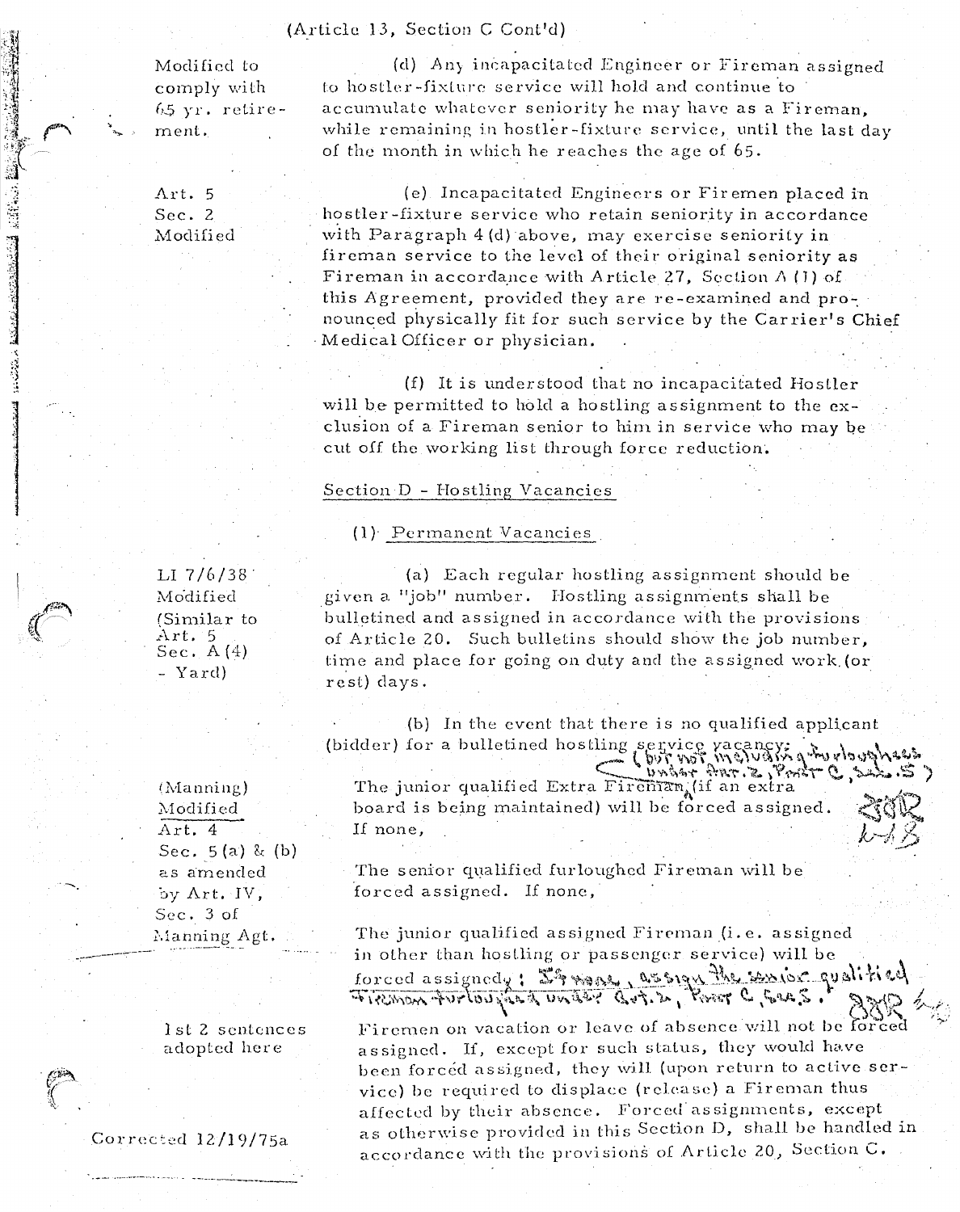(Article 13, Section C Cont'd)

Modified to comply with 65 yr. retirement.

(d) Any incapacitated Engineer or Fireman assigned to hostler-fixture service will hold and continue to accumulate whatever seniority he may have as a Fireman, while remaining in hostler-fixture service, until the last day of the month in which he reaches the age of 65.

Art. 5 Sec. 2 Modified

(e) Incapacitated Engineers or Firemen placed in hostler-fixture service who retain seniority in accordance with Paragraph 4 (d) above, may exercise seniority in fireman service to the level of their original seniority as Fireman in accordance with Article 27, Section A (1) of this Agreement, provided they are re-examined and pronounced physically fit for such service by the Carrier's Chief Medical Officer or physician.

(f) It is understood that no incapacitated Hostler will be permitted to hold a hostling assignment to the exclusion of a Fireman senior to him in service who may be cut off the working list through force reduction.

## Section D - Hostling Vacancies

### (1) Permanent Vacancies

LI 7/6/38 Modified (Similar to Art. 5 Sec. A (4) - Yard)

(a) Each regular hostling assignment should be given a "job" number. Hostling assignments shall be bulletined and assigned in accordance with the provisions of Article 20. Such bulletins should show the job number, time and place for going on duty and the assigned work (or rest) days.

(b) In the event that there is no qualified applicant (bidder) for a bulletined hostling service vacancy: (but not including furloughees under Art. 2, Part C, Sec. 5)

(Manning) Modified Art. 4 Sec. 5 (a) & (b) as amended by Art. IV, Sec. 3 of Manning Agt.

The junior qualified Extra Fireman (if an extra board is being maintained) will be forced assigned. If none,

The senior qualified furloughed Fireman will be forced assigned. If none,

The junior qualified assigned Fireman (i.e. assigned in other than hostling or passenger service) will be forced assigned. If none, assign the senior qualified Fireman furloughed under Art. 2, Part C, Sec. 5.

1st 2 sentences adopted here

Firemen on vacation or leave of absence will not be forced assigned. If, except for such status, they would have been forced assigned, they will (upon return to active service) be required to displace (release) a Fireman thus affected by their absence. Forced assignments, except as otherwise provided in this Section D, shall be handled in accordance with the provisions of Article 20, Section C.

Corrected 12/19/75a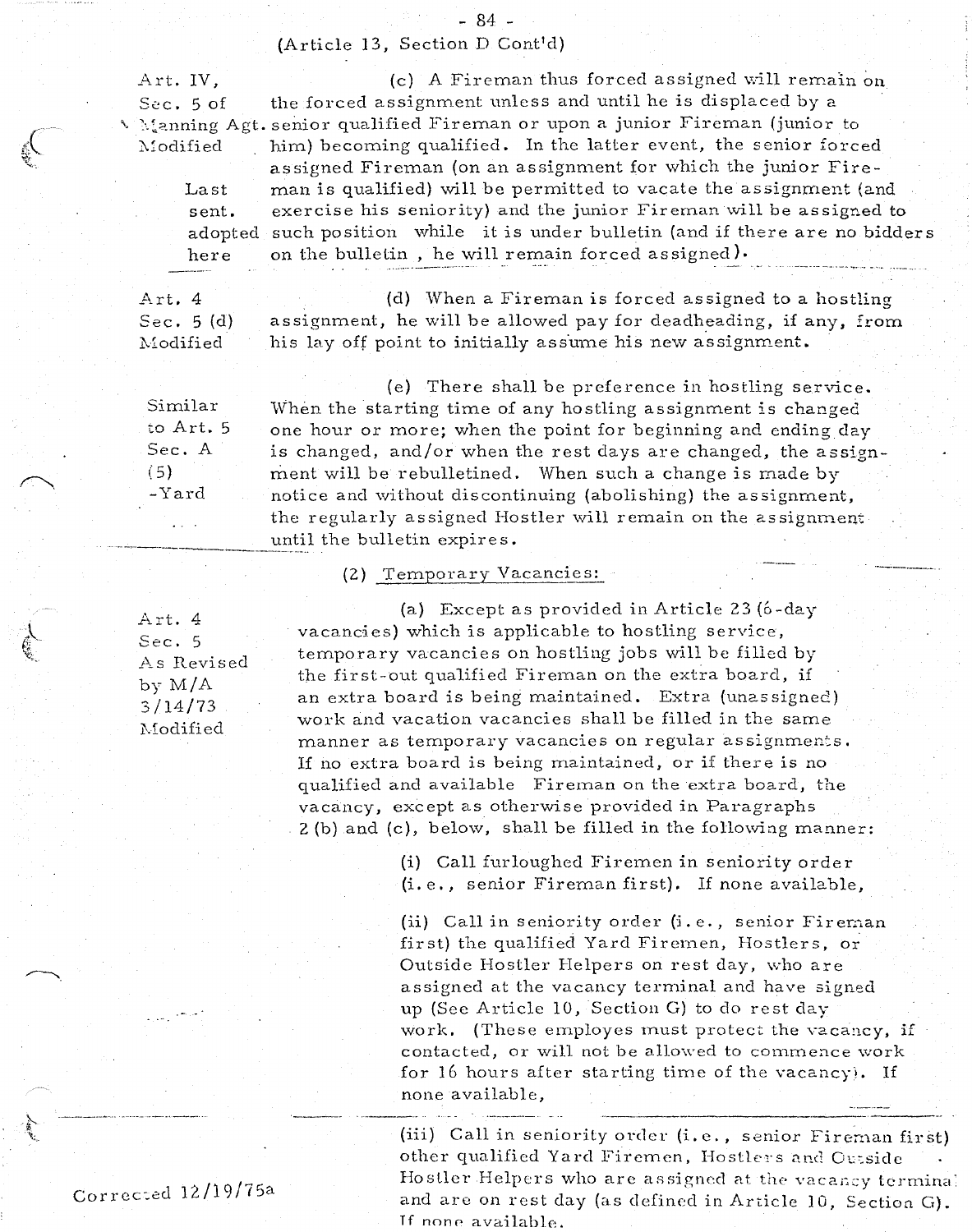(Article 13, Section D Cont'd)

| | |
|---|---|
| Art. IV, Sec. 5 of Manning Agt. Modified<br><br>Last sent. adopted here | (c) A Fireman thus forced assigned will remain on the forced assignment unless and until he is displaced by a senior qualified Fireman or upon a junior Fireman (junior to him) becoming qualified. In the latter event, the senior forced assigned Fireman (on an assignment for which the junior Fireman is qualified) will be permitted to vacate the assignment (and exercise his seniority) and the junior Fireman will be assigned to such position while it is under bulletin (and if there are no bidders on the bulletin, he will remain forced assigned). |
| Art. 4 Sec. 5 (d) Modified | (d) When a Fireman is forced assigned to a hostling assignment, he will be allowed pay for deadheading, if any, from his lay off point to initially assume his new assignment. |
| Similar to Art. 5 Sec. A (5) -Yard | (e) There shall be preference in hostling service. When the starting time of any hostling assignment is changed one hour or more; when the point for beginning and ending day is changed, and/or when the rest days are changed, the assignment will be rebulletined. When such a change is made by notice and without discontinuing (abolishing) the assignment, the regularly assigned Hostler will remain on the assignment until the bulletin expires. |

(2) Temporary Vacancies:

| | |
|---|---|
| Art. 4 Sec. 5 As Revised by M/A 3/14/73 Modified | (a) Except as provided in Article 23 (6-day vacancies) which is applicable to hostling service, temporary vacancies on hostling jobs will be filled by the first-out qualified Fireman on the extra board, if an extra board is being maintained. Extra (unassigned) work and vacation vacancies shall be filled in the same manner as temporary vacancies on regular assignments. If no extra board is being maintained, or if there is no qualified and available Fireman on the extra board, the vacancy, except as otherwise provided in Paragraphs 2 (b) and (c), below, shall be filled in the following manner: |

(i) Call furloughed Firemen in seniority order (i.e., senior Fireman first). If none available,

(ii) Call in seniority order (i.e., senior Fireman first) the qualified Yard Firemen, Hostlers, or Outside Hostler Helpers on rest day, who are assigned at the vacancy terminal and have signed up (See Article 10, Section G) to do rest day work. (These employes must protect the vacancy, if contacted, or will not be allowed to commence work for 16 hours after starting time of the vacancy). If none available,

(iii) Call in seniority order (i.e., senior Fireman first) other qualified Yard Firemen, Hostlers and Outside Hostler Helpers who are assigned at the vacancy terminal and are on rest day (as defined in Article 10, Section G). If none available,

Corrected 12/19/75a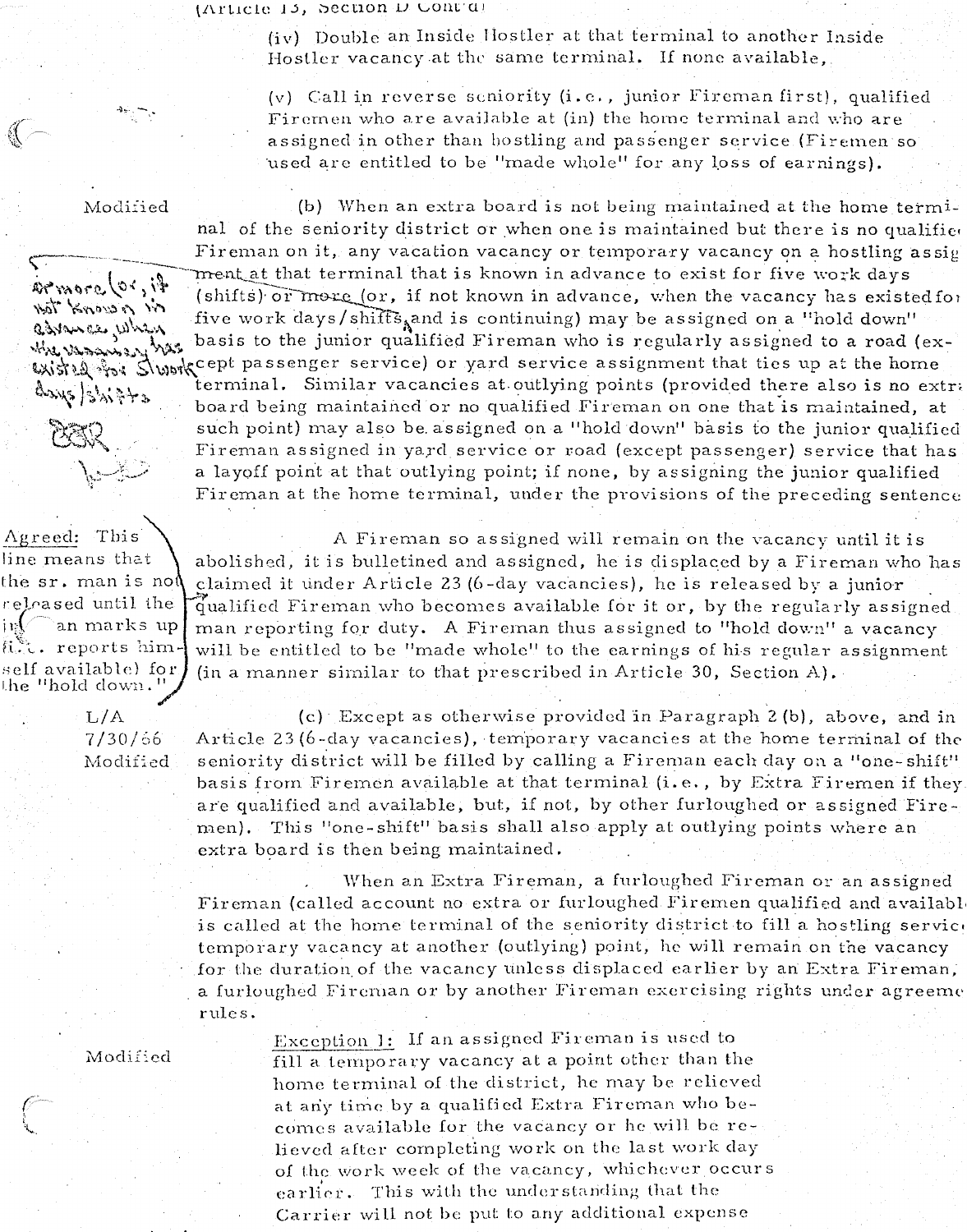(Article 13, Section D Cont'd)

(iv) Double an Inside Hostler at that terminal to another Inside Hostler vacancy at the same terminal. If none available,

(v) Call in reverse seniority (i.e., junior Fireman first), qualified Firemen who are available at (in) the home terminal and who are assigned in other than hostling and passenger service (Firemen so used are entitled to be "made whole" for any loss of earnings).

Modified

(b) When an extra board is not being maintained at the home terminal of the seniority district or when one is maintained but there is no qualified Fireman on it, any vacation vacancy or temporary vacancy on a hostling assignment at that terminal that is known in advance to exist for five work days (shifts) ~~or more~~ (or, if not known in advance, when the vacancy has existed for five work days/shifts and is continuing) may be assigned on a "hold down" basis to the junior qualified Fireman who is regularly assigned to a road (except passenger service) or yard service assignment that ties up at the home terminal. Similar vacancies at outlying points (provided there also is no extra board being maintained or no qualified Fireman on one that is maintained, at such point) may also be assigned on a "hold down" basis to the junior qualified Fireman assigned in yard service or road (except passenger) service that has a layoff point at that outlying point; if none, by assigning the junior qualified Fireman at the home terminal, under the provisions of the preceding sentence.

[Handwritten margin note: or more (or, if not known in advance, when the vacancy has existed for 5 work days/shifts) — initialed]

A Fireman so assigned will remain on the vacancy until it is abolished, it is bulletined and assigned, he is displaced by a Fireman who has claimed it under Article 23 (6-day vacancies), he is released by a junior qualified Fireman who becomes available for it or, by the regularly assigned man reporting for duty. A Fireman thus assigned to "hold down" a vacancy will be entitled to be "made whole" to the earnings of his regular assignment (in a manner similar to that prescribed in Article 30, Section A).

[Margin note: Agreed: This line means that the sr. man is not released until the jr. man marks up (i.e. reports himself available) for the "hold down."]

L/A 7/30/66 Modified

(c) Except as otherwise provided in Paragraph 2 (b), above, and in Article 23 (6-day vacancies), temporary vacancies at the home terminal of the seniority district will be filled by calling a Fireman each day on a "one-shift" basis from Firemen available at that terminal (i.e., by Extra Firemen if they are qualified and available, but, if not, by other furloughed or assigned Firemen). This "one-shift" basis shall also apply at outlying points where an extra board is then being maintained.

When an Extra Fireman, a furloughed Fireman or an assigned Fireman (called account no extra or furloughed Firemen qualified and available) is called at the home terminal of the seniority district to fill a hostling service temporary vacancy at another (outlying) point, he will remain on the vacancy for the duration of the vacancy unless displaced earlier by an Extra Fireman, a furloughed Fireman or by another Fireman exercising rights under agreement rules.

Modified

Exception 1: If an assigned Fireman is used to fill a temporary vacancy at a point other than the home terminal of the district, he may be relieved at any time by a qualified Extra Fireman who becomes available for the vacancy or he will be relieved after completing work on the last work day of the work week of the vacancy, whichever occurs earlier. This with the understanding that the Carrier will not be put to any additional expense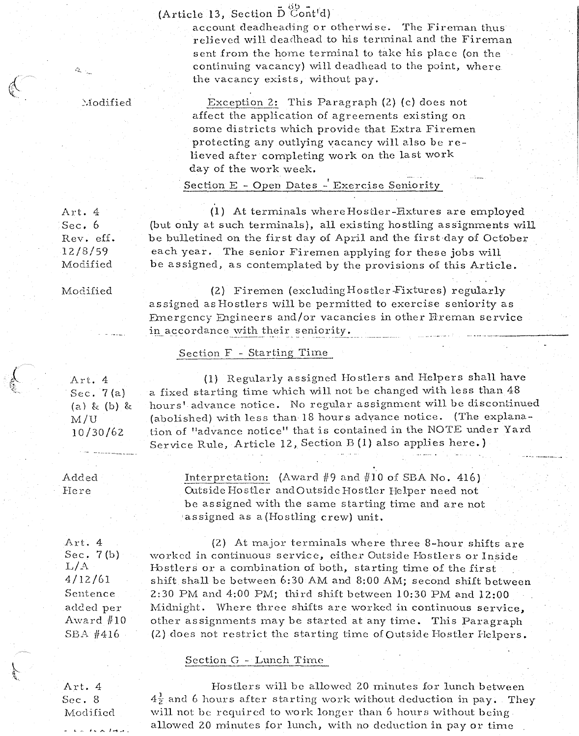(Article 13, Section D Cont'd)

account deadheading or otherwise. The Fireman thus relieved will deadhead to his terminal and the Fireman sent from the home terminal to take his place (on the continuing vacancy) will deadhead to the point, where the vacancy exists, without pay.

Modified

Exception 2: This Paragraph (2) (c) does not affect the application of agreements existing on some districts which provide that Extra Firemen protecting any outlying vacancy will also be relieved after completing work on the last work day of the work week.

### Section E - Open Dates - Exercise Seniority

Art. 4 Sec. 6 Rev. eff. 12/8/59 Modified

(1) At terminals where Hostler-Fixtures are employed (but only at such terminals), all existing hostling assignments will be bulletined on the first day of April and the first day of October each year. The senior Firemen applying for these jobs will be assigned, as contemplated by the provisions of this Article.

Modified

(2) Firemen (excluding Hostler-Fixtures) regularly assigned as Hostlers will be permitted to exercise seniority as Emergency Engineers and/or vacancies in other Fireman service in accordance with their seniority.

### Section F - Starting Time

Art. 4 Sec. 7(a) (a) & (b) & M/U 10/30/62

(1) Regularly assigned Hostlers and Helpers shall have a fixed starting time which will not be changed with less than 48 hours' advance notice. No regular assignment will be discontinued (abolished) with less than 18 hours advance notice. (The explanation of "advance notice" that is contained in the NOTE under Yard Service Rule, Article 12, Section B (1) also applies here.)

Added Here

Interpretation: (Award #9 and #10 of SBA No. 416) Outside Hostler and Outside Hostler Helper need not be assigned with the same starting time and are not assigned as a (Hostling crew) unit.

Art. 4 Sec. 7(b) L/A 4/12/61 Sentence added per Award #10 SBA #416

(2) At major terminals where three 8-hour shifts are worked in continuous service, either Outside Hostlers or Inside Hostlers or a combination of both, starting time of the first shift shall be between 6:30 AM and 8:00 AM; second shift between 2:30 PM and 4:00 PM; third shift between 10:30 PM and 12:00 Midnight. Where three shifts are worked in continuous service, other assignments may be started at any time. This Paragraph (2) does not restrict the starting time of Outside Hostler Helpers.

### Section G - Lunch Time

Art. 4 Sec. 8 Modified

Hostlers will be allowed 20 minutes for lunch between $4\frac{1}{2}$ and 6 hours after starting work without deduction in pay. They will not be required to work longer than 6 hours without being allowed 20 minutes for lunch, with no deduction in pay or time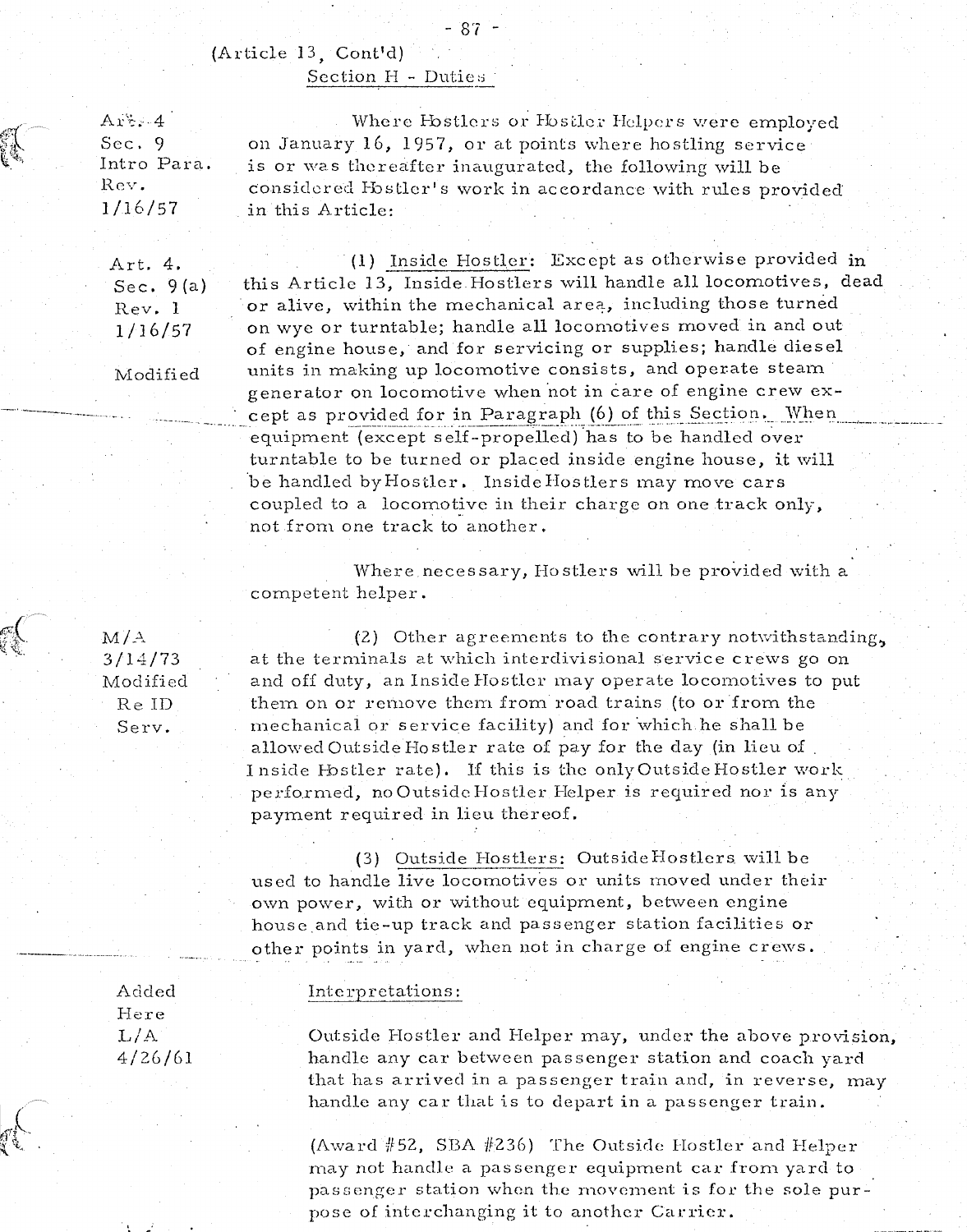(Article 13, Cont'd)

Section H - Duties

Art. 4
Sec. 9
Intro Para.
Rev.
1/16/57

Where Hostlers or Hostler Helpers were employed on January 16, 1957, or at points where hostling service is or was thereafter inaugurated, the following will be considered Hostler's work in accordance with rules provided in this Article:

Art. 4.
Sec. 9(a)
Rev. 1
1/16/57

Modified

(1) Inside Hostler: Except as otherwise provided in this Article 13, Inside Hostlers will handle all locomotives, dead or alive, within the mechanical area, including those turned on wye or turntable; handle all locomotives moved in and out of engine house, and for servicing or supplies; handle diesel units in making up locomotive consists, and operate steam generator on locomotive when not in care of engine crew except as provided for in Paragraph (6) of this Section. When equipment (except self-propelled) has to be handled over turntable to be turned or placed inside engine house, it will be handled by Hostler. Inside Hostlers may move cars coupled to a locomotive in their charge on one track only, not from one track to another.

Where necessary, Hostlers will be provided with a competent helper.

M/A
3/14/73
Modified
Re ID
Serv.

(2) Other agreements to the contrary notwithstanding, at the terminals at which interdivisional service crews go on and off duty, an Inside Hostler may operate locomotives to put them on or remove them from road trains (to or from the mechanical or service facility) and for which he shall be allowed Outside Hostler rate of pay for the day (in lieu of Inside Hostler rate). If this is the only Outside Hostler work performed, no Outside Hostler Helper is required nor is any payment required in lieu thereof.

(3) Outside Hostlers: Outside Hostlers will be used to handle live locomotives or units moved under their own power, with or without equipment, between engine house and tie-up track and passenger station facilities or other points in yard, when not in charge of engine crews.

Added
Here
L/A
4/26/61

Interpretations:

Outside Hostler and Helper may, under the above provision, handle any car between passenger station and coach yard that has arrived in a passenger train and, in reverse, may handle any car that is to depart in a passenger train.

(Award #52, SBA #236) The Outside Hostler and Helper may not handle a passenger equipment car from yard to passenger station when the movement is for the sole purpose of interchanging it to another Carrier.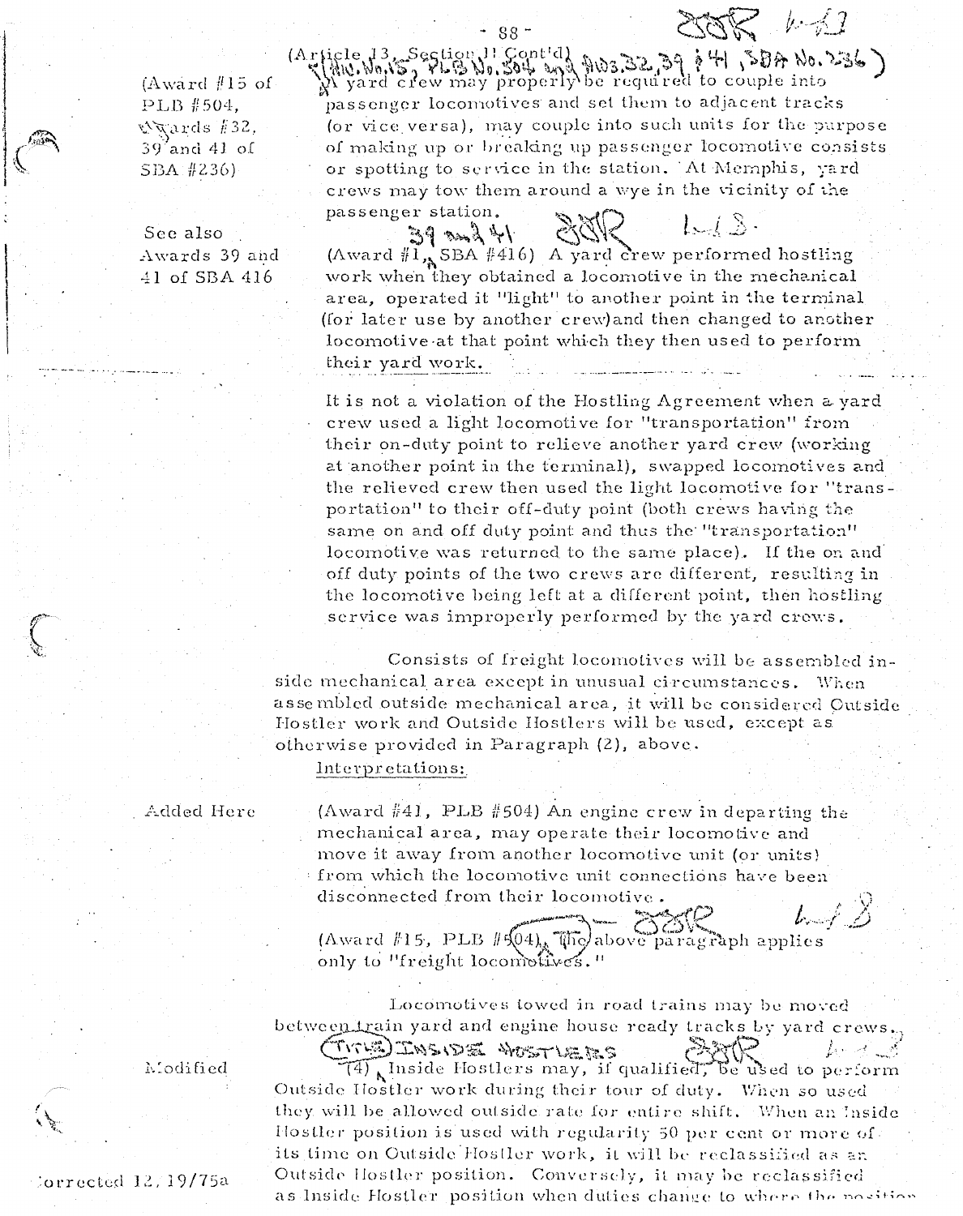(Article 13, Section 11 Cont'd)
(Aw. No. 15, PLB No. 504 and Aws. 32, 39 & 41, SBA No. 236)

(Award #15 of PLB #504, Awards #32, 39 and 41 of SBA #236)

A yard crew may properly be required to couple into passenger locomotives and set them to adjacent tracks (or vice versa), may couple into such units for the purpose of making up or breaking up passenger locomotive consists or spotting to service in the station. At Memphis, yard crews may tow them around a wye in the vicinity of the passenger station.

See also Awards 39 and 41 of SBA 416

(Award #1, 39 and 41 SBA #416) A yard crew performed hostling work when they obtained a locomotive in the mechanical area, operated it "light" to another point in the terminal (for later use by another crew) and then changed to another locomotive at that point which they then used to perform their yard work.

It is not a violation of the Hostling Agreement when a yard crew used a light locomotive for "transportation" from their on-duty point to relieve another yard crew (working at another point in the terminal), swapped locomotives and the relieved crew then used the light locomotive for "transportation" to their off-duty point (both crews having the same on and off duty point and thus the "transportation" locomotive was returned to the same place). If the on and off duty points of the two crews are different, resulting in the locomotive being left at a different point, then hostling service was improperly performed by the yard crews.

Consists of freight locomotives will be assembled inside mechanical area except in unusual circumstances. When assembled outside mechanical area, it will be considered Outside Hostler work and Outside Hostlers will be used, except as otherwise provided in Paragraph (2), above.

Interpretations:

Added Here

(Award #41, PLB #504) An engine crew in departing the mechanical area, may operate their locomotive and move it away from another locomotive unit (or units) from which the locomotive unit connections have been disconnected from their locomotive.

(Award #15, PLB #504) The above paragraph applies only to "freight locomotives."

Locomotives towed in road trains may be moved between train yard and engine house ready tracks by yard crews.

(TITLE) INSIDE HOSTLERS

Modified

(4) Inside Hostlers may, if qualified, be used to perform Outside Hostler work during their tour of duty. When so used they will be allowed outside rate for entire shift. When an Inside Hostler position is used with regularity 50 per cent or more of its time on Outside Hostler work, it will be reclassified as an Outside Hostler position. Conversely, it may be reclassified as Inside Hostler position when duties change to where the position

Corrected 12/19/75a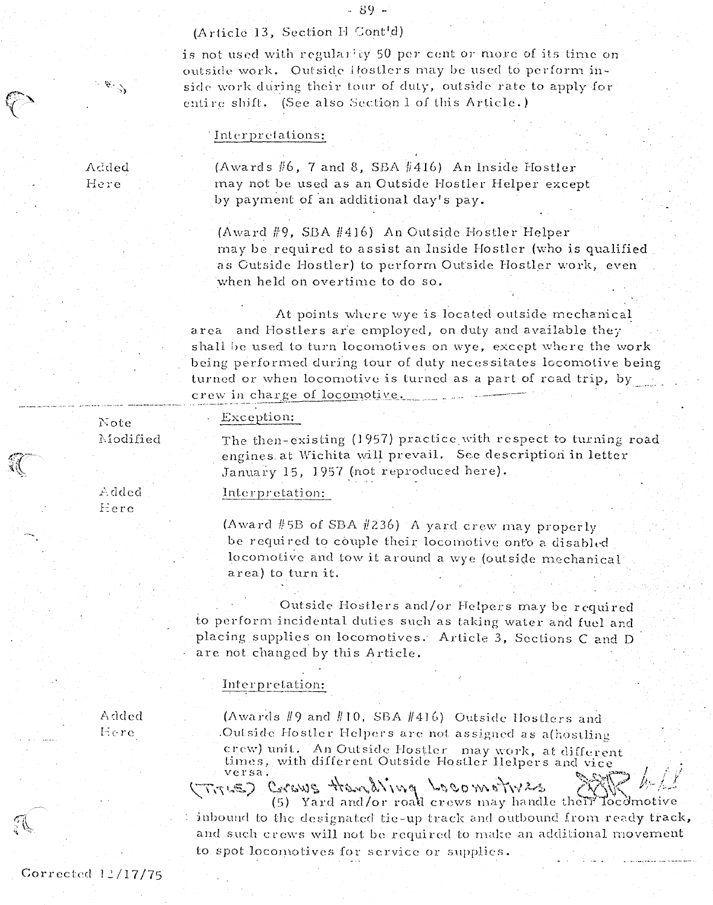(Article 13, Section H Cont'd)

is not used with regularity 50 per cent or more of its time on outside work. Outside Hostlers may be used to perform inside work during their tour of duty, outside rate to apply for entire shift. (See also Section I of this Article.)

Interpretations:

Added Here

(Awards #6, 7 and 8, SBA #416) An Inside Hostler may not be used as an Outside Hostler Helper except by payment of an additional day's pay.

(Award #9, SBA #416) An Outside Hostler Helper may be required to assist an Inside Hostler (who is qualified as Outside Hostler) to perform Outside Hostler work, even when held on overtime to do so.

At points where wye is located outside mechanical area and Hostlers are employed, on duty and available they shall be used to turn locomotives on wye, except where the work being performed during tour of duty necessitates locomotive being turned or when locomotive is turned as a part of road trip, by crew in charge of locomotive.

Note Modified

Exception:

The then-existing (1957) practice with respect to turning road engines at Wichita will prevail. See description in letter January 15, 1957 (not reproduced here).

Added Here

Interpretation:

(Award #5B of SBA #236) A yard crew may properly be required to couple their locomotive onto a disabled locomotive and tow it around a wye (outside mechanical area) to turn it.

Outside Hostlers and/or Helpers may be required to perform incidental duties such as taking water and fuel and placing supplies on locomotives. Article 3, Sections C and D are not changed by this Article.

Interpretation:

Added Here

(Awards #9 and #10, SBA #416) Outside Hostlers and Outside Hostler Helpers are not assigned as a (hostling crew) unit. An Outside Hostler may work, at different times, with different Outside Hostler Helpers and vice versa.

(TITLE) Crews Handling Locomotives

(5) Yard and/or road crews may handle their locomotive inbound to the designated tie-up track and outbound from ready track, and such crews will not be required to make an additional movement to spot locomotives for service or supplies.

Corrected 12/17/75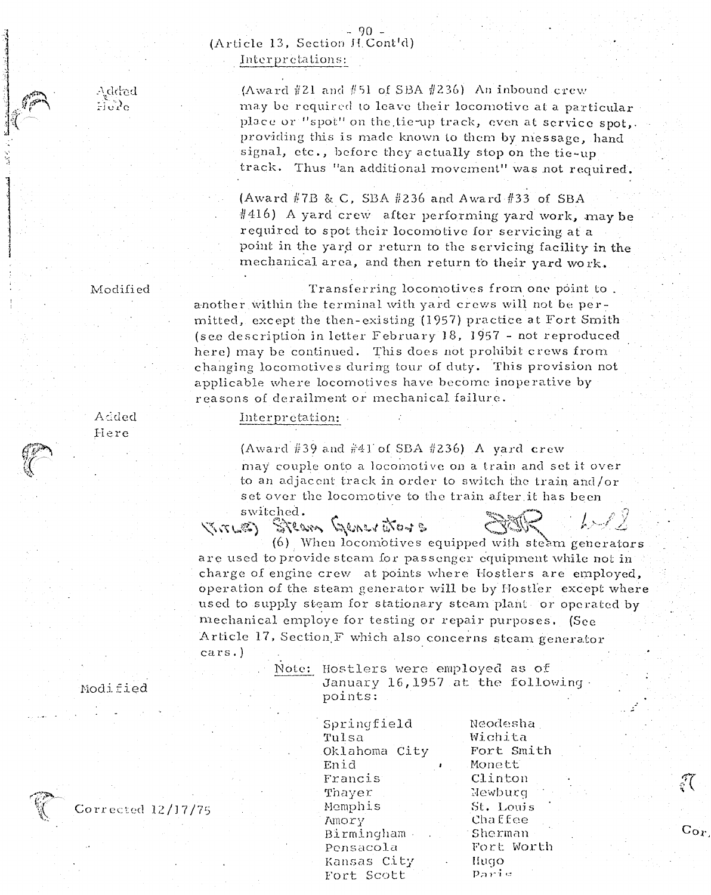(Article 13, Section H Cont'd)

Interpretations:

Added Here

(Award #21 and #51 of SBA #236) An inbound crew may be required to leave their locomotive at a particular place or "spot" on the tie-up track, even at service spot, providing this is made known to them by message, hand signal, etc., before they actually stop on the tie-up track. Thus "an additional movement" was not required.

(Award #7B & C, SBA #236 and Award #33 of SBA #416) A yard crew after performing yard work, may be required to spot their locomotive for servicing at a point in the yard or return to the servicing facility in the mechanical area, and then return to their yard work.

Modified

Transferring locomotives from one point to another within the terminal with yard crews will not be permitted, except the then-existing (1957) practice at Fort Smith (see description in letter February 18, 1957 - not reproduced here) may be continued. This does not prohibit crews from changing locomotives during tour of duty. This provision not applicable where locomotives have become inoperative by reasons of derailment or mechanical failure.

Added Here

Interpretation:

(Award #39 and #41 of SBA #236) A yard crew may couple onto a locomotive on a train and set it over to an adjacent track in order to switch the train and/or set over the locomotive to the train after it has been switched.

(Title) Steam Generators

(6) When locomotives equipped with steam generators are used to provide steam for passenger equipment while not in charge of engine crew at points where Hostlers are employed, operation of the steam generator will be by Hostler except where used to supply steam for stationary steam plant or operated by mechanical employe for testing or repair purposes. (See Article 17, Section F which also concerns steam generator cars.)

Modified

Note: Hostlers were employed as of January 16, 1957 at the following points:

| | |
|---|---|
| Springfield | Neodesha |
| Tulsa | Wichita |
| Oklahoma City | Fort Smith |
| Enid | Monett |
| Francis | Clinton |
| Thayer | Newburg |
| Memphis | St. Louis |
| Amory | Chaffee |
| Birmingham | Sherman |
| Pensacola | Fort Worth |
| Kansas City | Hugo |
| Fort Scott | Paris |

Corrected 12/17/75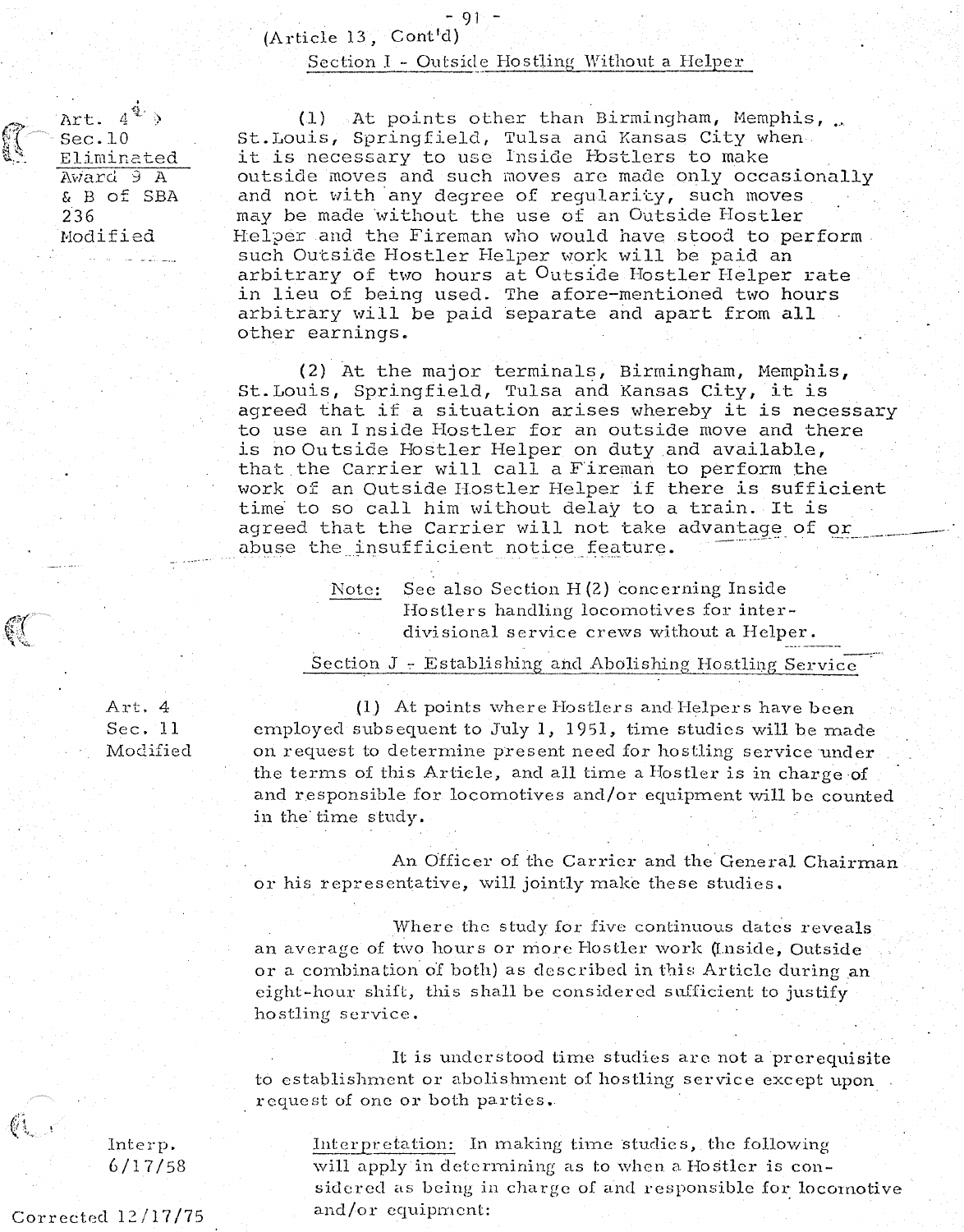(Article 13, Cont'd)

## Section I - Outside Hostling Without a Helper

Art. 4
Sec.10
Eliminated
Award 9 A
& B of SBA
236
Modified

(1) At points other than Birmingham, Memphis, St.Louis, Springfield, Tulsa and Kansas City when it is necessary to use Inside Hostlers to make outside moves and such moves are made only occasionally and not with any degree of regularity, such moves may be made without the use of an Outside Hostler Helper and the Fireman who would have stood to perform such Outside Hostler Helper work will be paid an arbitrary of two hours at Outside Hostler Helper rate in lieu of being used. The afore-mentioned two hours arbitrary will be paid separate and apart from all other earnings.

(2) At the major terminals, Birmingham, Memphis, St.Louis, Springfield, Tulsa and Kansas City, it is agreed that if a situation arises whereby it is necessary to use an Inside Hostler for an outside move and there is no Outside Hostler Helper on duty and available, that the Carrier will call a Fireman to perform the work of an Outside Hostler Helper if there is sufficient time to so call him without delay to a train. It is agreed that the Carrier will not take advantage of or abuse the insufficient notice feature.

Note: See also Section H (2) concerning Inside Hostlers handling locomotives for inter-divisional service crews without a Helper.

## Section J - Establishing and Abolishing Hostling Service

Art. 4
Sec. 11
Modified

(1) At points where Hostlers and Helpers have been employed subsequent to July 1, 1951, time studies will be made on request to determine present need for hostling service under the terms of this Article, and all time a Hostler is in charge of and responsible for locomotives and/or equipment will be counted in the time study.

An Officer of the Carrier and the General Chairman or his representative, will jointly make these studies.

Where the study for five continuous dates reveals an average of two hours or more Hostler work (Inside, Outside or a combination of both) as described in this Article during an eight-hour shift, this shall be considered sufficient to justify hostling service.

It is understood time studies are not a prerequisite to establishment or abolishment of hostling service except upon request of one or both parties.

Interp.
6/17/58

Interpretation: In making time studies, the following will apply in determining as to when a Hostler is considered as being in charge of and responsible for locomotive and/or equipment:

Corrected 12/17/75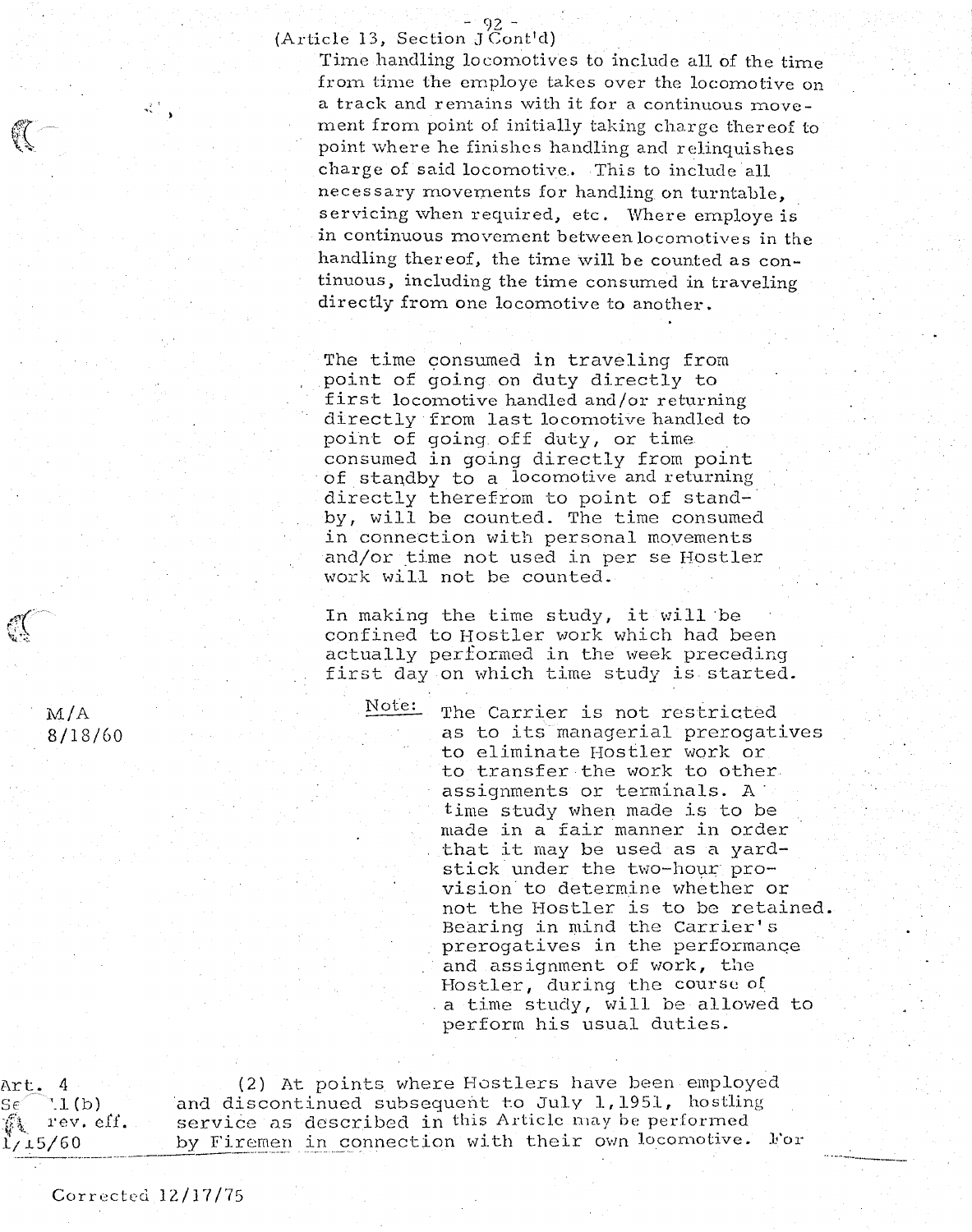(Article 13, Section J Cont'd)

Time handling locomotives to include all of the time from time the employe takes over the locomotive on a track and remains with it for a continuous movement from point of initially taking charge thereof to point where he finishes handling and relinquishes charge of said locomotive. This to include all necessary movements for handling on turntable, servicing when required, etc. Where employe is in continuous movement between locomotives in the handling thereof, the time will be counted as continuous, including the time consumed in traveling directly from one locomotive to another.

The time consumed in traveling from point of going on duty directly to first locomotive handled and/or returning directly from last locomotive handled to point of going off duty, or time consumed in going directly from point of standby to a locomotive and returning directly therefrom to point of standby, will be counted. The time consumed in connection with personal movements and/or time not used in per se Hostler work will not be counted.

In making the time study, it will be confined to Hostler work which had been actually performed in the week preceding first day on which time study is started.

M/A
8/18/60

Note: The Carrier is not restricted as to its managerial prerogatives to eliminate Hostler work or to transfer the work to other assignments or terminals. A time study when made is to be made in a fair manner in order that it may be used as a yardstick under the two-hour provision to determine whether or not the Hostler is to be retained. Bearing in mind the Carrier's prerogatives in the performance and assignment of work, the Hostler, during the course of a time study, will be allowed to perform his usual duties.

Art. 4
Sec. 1(b)
rev. eff.
1/15/60

(2) At points where Hostlers have been employed and discontinued subsequent to July 1, 1951, hostling service as described in this Article may be performed by Firemen in connection with their own locomotive. For

Corrected 12/17/75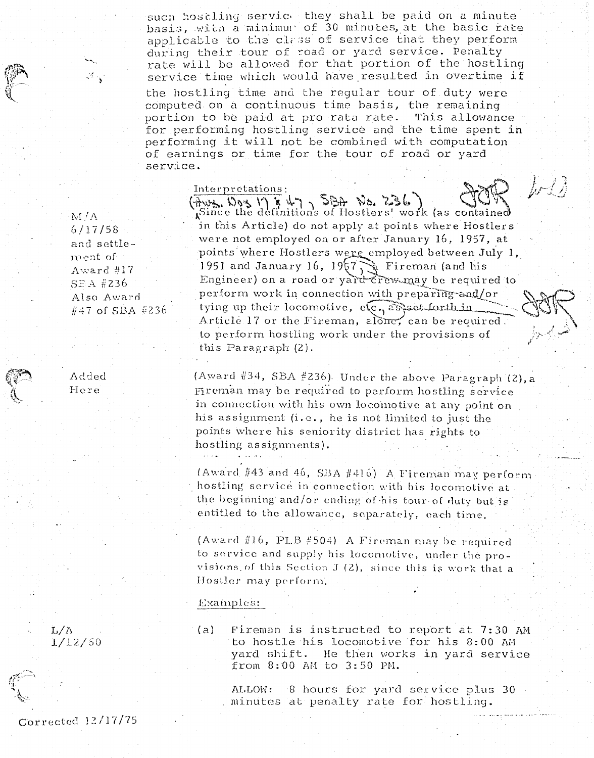such hostling service they shall be paid on a minute basis, with a minimum of 30 minutes, at the basic rate applicable to the class of service that they perform during their tour of road or yard service. Penalty rate will be allowed for that portion of the hostling service time which would have resulted in overtime if the hostling time and the regular tour of duty were computed on a continuous time basis, the remaining portion to be paid at pro rata rate. This allowance for performing hostling service and the time spent in performing it will not be combined with computation of earnings or time for the tour of road or yard service.

Interpretations:

M/A 6/17/58 and settlement of Award #17 SBA #236 Also Award #47 of SBA #236

(Aws. Nos 17 & 47, SBA No. 236) Since the definitions of Hostlers' work (as contained in this Article) do not apply at points where Hostlers were not employed on or after January 16, 1957, at points where Hostlers were employed between July 1, 1951 and January 16, 1957, a Fireman (and his Engineer) on a road or yard crew may be required to perform work in connection with preparing and/or tying up their locomotive, etc., as set forth in Article 17 or the Fireman, alone, can be required to perform hostling work under the provisions of this Paragraph (2).

Added Here

(Award #34, SBA #236) Under the above Paragraph (2), a Fireman may be required to perform hostling service in connection with his own locomotive at any point on his assignment (i.e., he is not limited to just the points where his seniority district has rights to hostling assignments).

(Award #43 and 46, SBA #416) A Fireman may perform hostling service in connection with his locomotive at the beginning and/or ending of his tour of duty but is entitled to the allowance, separately, each time.

(Award #16, PLB #504) A Fireman may be required to service and supply his locomotive, under the provisions of this Section J (2), since this is work that a Hostler may perform.

Examples:

L/A 1/12/50

(a) Fireman is instructed to report at 7:30 AM to hostle his locomotive for his 8:00 AM yard shift. He then works in yard service from 8:00 AM to 3:50 PM.

ALLOW: 8 hours for yard service plus 30 minutes at penalty rate for hostling.

Corrected 12/17/75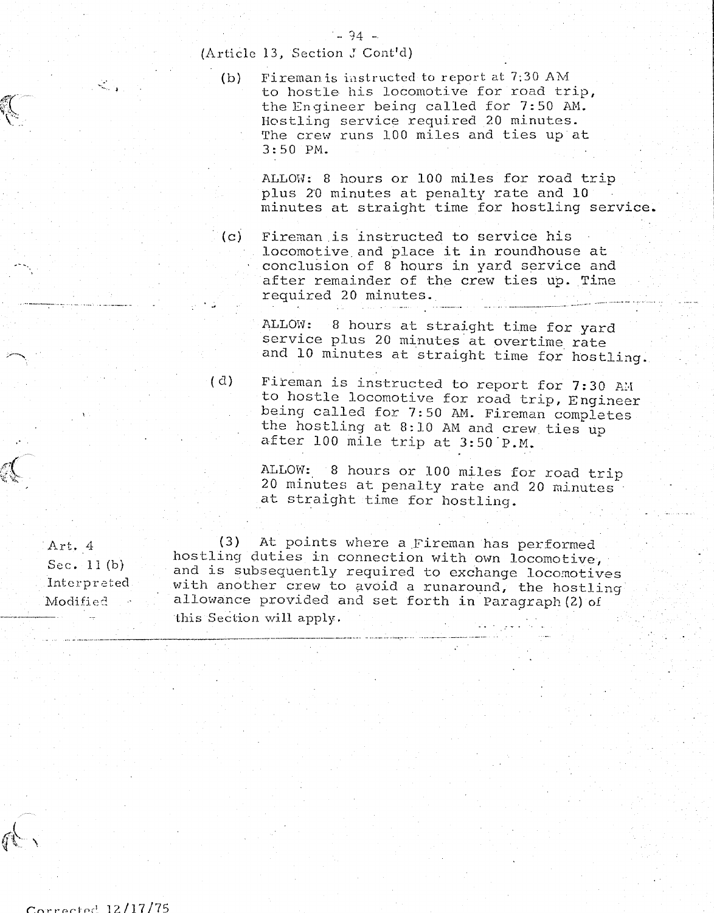(Article 13, Section J Cont'd)

(b) Fireman is instructed to report at 7:30 AM to hostle his locomotive for road trip, the Engineer being called for 7:50 AM. Hostling service required 20 minutes. The crew runs 100 miles and ties up at 3:50 PM.

ALLOW: 8 hours or 100 miles for road trip plus 20 minutes at penalty rate and 10 minutes at straight time for hostling service.

(c) Fireman is instructed to service his locomotive and place it in roundhouse at conclusion of 8 hours in yard service and after remainder of the crew ties up. Time required 20 minutes.

ALLOW: 8 hours at straight time for yard service plus 20 minutes at overtime rate and 10 minutes at straight time for hostling.

(d) Fireman is instructed to report for 7:30 AM to hostle locomotive for road trip, Engineer being called for 7:50 AM. Fireman completes the hostling at 8:10 AM and crew ties up after 100 mile trip at 3:50 P.M.

ALLOW: 8 hours or 100 miles for road trip 20 minutes at penalty rate and 20 minutes at straight time for hostling.

Art. 4
Sec. 11 (b)
Interpreted
Modified

(3) At points where a Fireman has performed hostling duties in connection with own locomotive, and is subsequently required to exchange locomotives with another crew to avoid a runaround, the hostling allowance provided and set forth in Paragraph (2) of this Section will apply.

Corrected 12/17/75